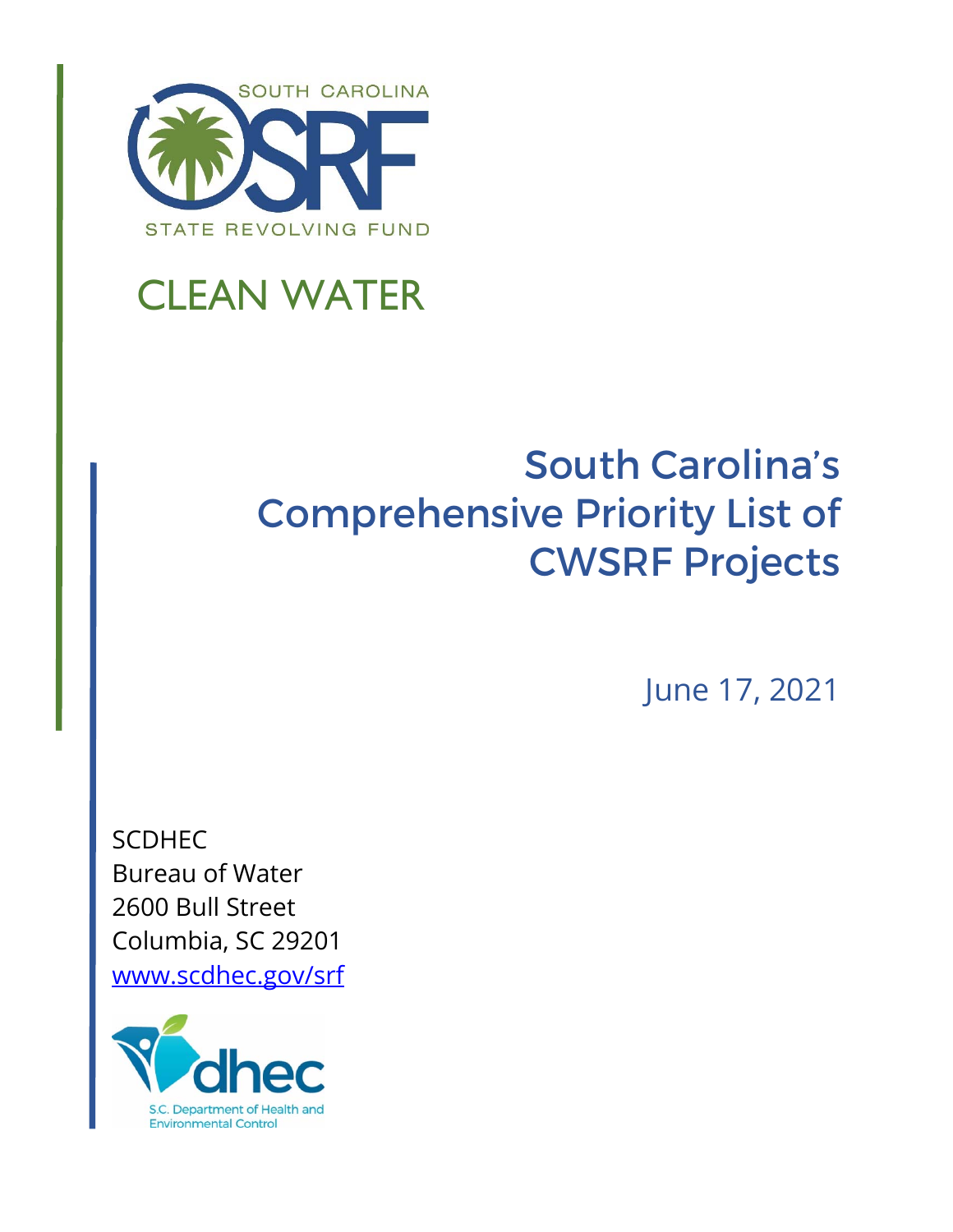SOUTH CAROLINA SRF STATE REVOLVING FUND

# CLEAN WATER

# South Carolina's Comprehensive Priority List of CWSRF Projects

June 17, 2021

SCDHEC
Bureau of Water
2600 Bull Street
Columbia, SC 29201
www.scdhec.gov/srf

S.C. Department of Health and Environmental Control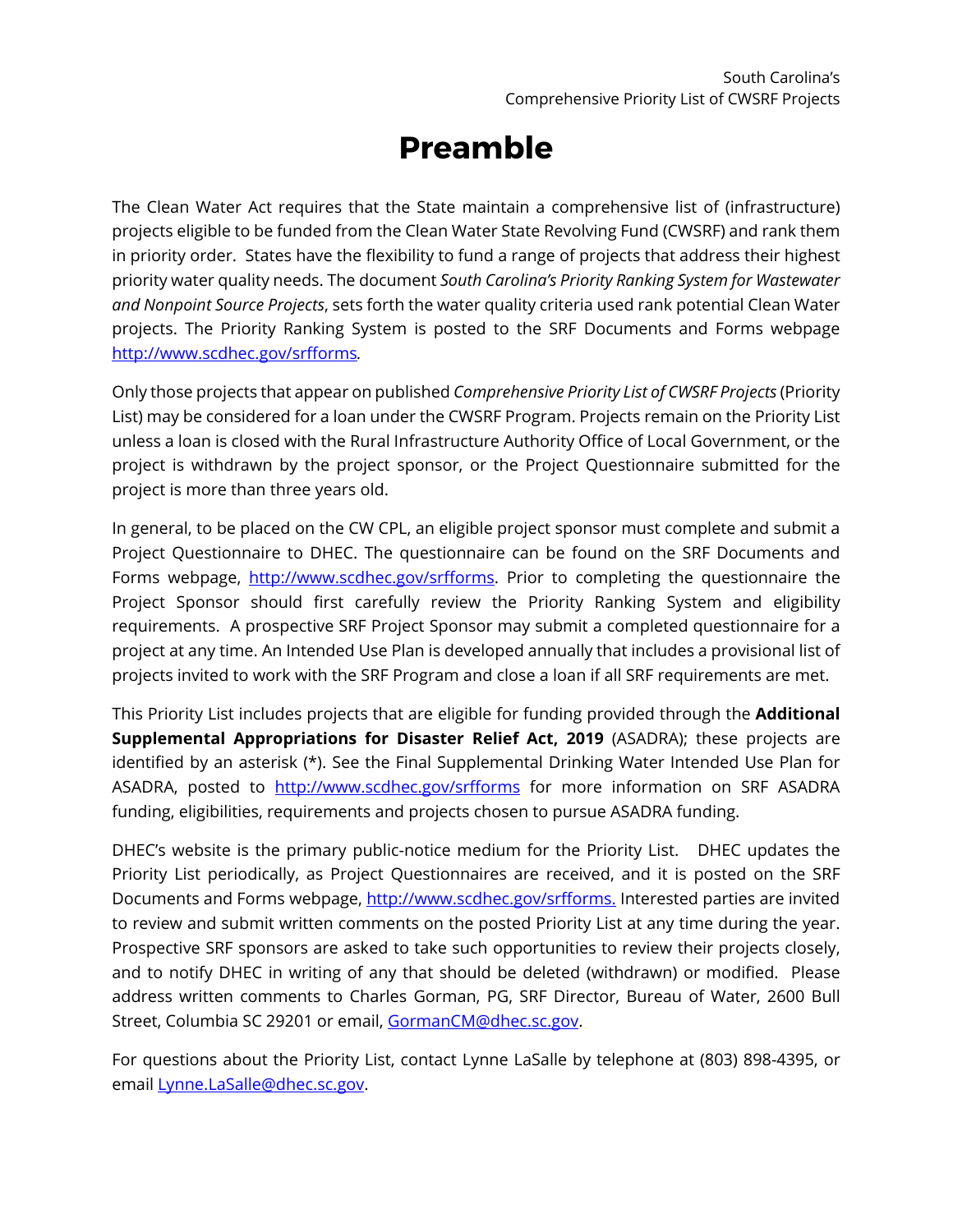# Preamble

The Clean Water Act requires that the State maintain a comprehensive list of (infrastructure) projects eligible to be funded from the Clean Water State Revolving Fund (CWSRF) and rank them in priority order. States have the flexibility to fund a range of projects that address their highest priority water quality needs. The document *South Carolina's Priority Ranking System for Wastewater and Nonpoint Source Projects*, sets forth the water quality criteria used rank potential Clean Water projects. The Priority Ranking System is posted to the SRF Documents and Forms webpage http://www.scdhec.gov/srfforms.

Only those projects that appear on published *Comprehensive Priority List of CWSRF Projects* (Priority List) may be considered for a loan under the CWSRF Program. Projects remain on the Priority List unless a loan is closed with the Rural Infrastructure Authority Office of Local Government, or the project is withdrawn by the project sponsor, or the Project Questionnaire submitted for the project is more than three years old.

In general, to be placed on the CW CPL, an eligible project sponsor must complete and submit a Project Questionnaire to DHEC. The questionnaire can be found on the SRF Documents and Forms webpage, http://www.scdhec.gov/srfforms. Prior to completing the questionnaire the Project Sponsor should first carefully review the Priority Ranking System and eligibility requirements. A prospective SRF Project Sponsor may submit a completed questionnaire for a project at any time. An Intended Use Plan is developed annually that includes a provisional list of projects invited to work with the SRF Program and close a loan if all SRF requirements are met.

This Priority List includes projects that are eligible for funding provided through the **Additional Supplemental Appropriations for Disaster Relief Act, 2019** (ASADRA); these projects are identified by an asterisk (*). See the Final Supplemental Drinking Water Intended Use Plan for ASADRA, posted to http://www.scdhec.gov/srfforms for more information on SRF ASADRA funding, eligibilities, requirements and projects chosen to pursue ASADRA funding.

DHEC's website is the primary public-notice medium for the Priority List. DHEC updates the Priority List periodically, as Project Questionnaires are received, and it is posted on the SRF Documents and Forms webpage, http://www.scdhec.gov/srfforms. Interested parties are invited to review and submit written comments on the posted Priority List at any time during the year. Prospective SRF sponsors are asked to take such opportunities to review their projects closely, and to notify DHEC in writing of any that should be deleted (withdrawn) or modified. Please address written comments to Charles Gorman, PG, SRF Director, Bureau of Water, 2600 Bull Street, Columbia SC 29201 or email, GormanCM@dhec.sc.gov.

For questions about the Priority List, contact Lynne LaSalle by telephone at (803) 898-4395, or email Lynne.LaSalle@dhec.sc.gov.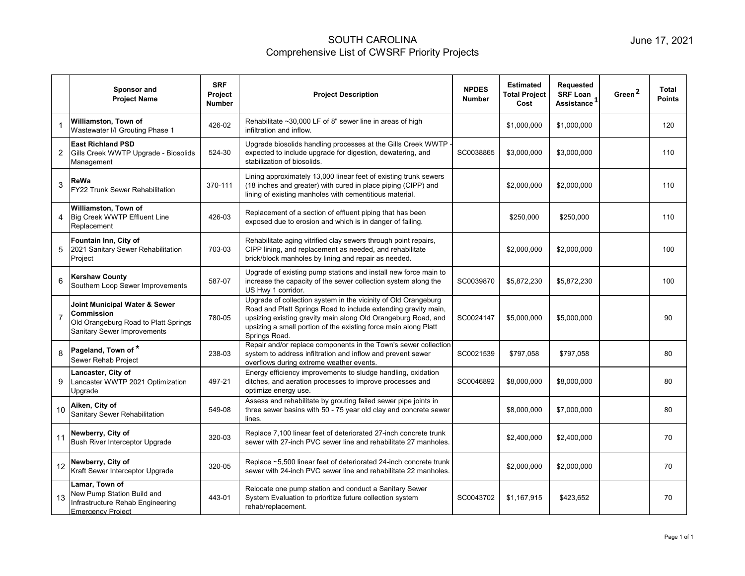# SOUTH CAROLINA
## Comprehensive List of CWSRF Priority Projects

June 17, 2021

| | Sponsor and Project Name | SRF Project Number | Project Description | NPDES Number | Estimated Total Project Cost | Requested SRF Loan Assistance [1] | Green [2] | Total Points |
|---|---|---|---|---|---|---|---|---|
| 1 | **Williamston, Town of** Wastewater I/I Grouting Phase 1 | 426-02 | Rehabilitate ~30,000 LF of 8" sewer line in areas of high infiltration and inflow. | | $1,000,000 | $1,000,000 | | 120 |
| 2 | **East Richland PSD** Gills Creek WWTP Upgrade - Biosolids Management | 524-30 | Upgrade biosolids handling processes at the Gills Creek WWTP - expected to include upgrade for digestion, dewatering, and stabilization of biosolids. | SC0038865 | $3,000,000 | $3,000,000 | | 110 |
| 3 | **ReWa** FY22 Trunk Sewer Rehabilitation | 370-111 | Lining approximately 13,000 linear feet of existing trunk sewers (18 inches and greater) with cured in place piping (CIPP) and lining of existing manholes with cementitious material. | | $2,000,000 | $2,000,000 | | 110 |
| 4 | **Williamston, Town of** Big Creek WWTP Effluent Line Replacement | 426-03 | Replacement of a section of effluent piping that has been exposed due to erosion and which is in danger of failing. | | $250,000 | $250,000 | | 110 |
| 5 | **Fountain Inn, City of** 2021 Sanitary Sewer Rehabilitation Project | 703-03 | Rehabilitate aging vitrified clay sewers through point repairs, CIPP lining, and replacement as needed, and rehabilitate brick/block manholes by lining and repair as needed. | | $2,000,000 | $2,000,000 | | 100 |
| 6 | **Kershaw County** Southern Loop Sewer Improvements | 587-07 | Upgrade of existing pump stations and install new force main to increase the capacity of the sewer collection system along the US Hwy 1 corridor. | SC0039870 | $5,872,230 | $5,872,230 | | 100 |
| 7 | **Joint Municipal Water & Sewer Commission** Old Orangeburg Road to Platt Springs Sanitary Sewer Improvements | 780-05 | Upgrade of collection system in the vicinity of Old Orangeburg Road and Platt Springs Road to include extending gravity main, upsizing existing gravity main along Old Orangeburg Road, and upsizing a small portion of the existing force main along Platt Springs Road. | SC0024147 | $5,000,000 | $5,000,000 | | 90 |
| 8 | **Pageland, Town of** * Sewer Rehab Project | 238-03 | Repair and/or replace components in the Town's sewer collection system to address infiltration and inflow and prevent sewer overflows during extreme weather events. | SC0021539 | $797,058 | $797,058 | | 80 |
| 9 | **Lancaster, City of** Lancaster WWTP 2021 Optimization Upgrade | 497-21 | Energy efficiency improvements to sludge handling, oxidation ditches, and aeration processes to improve processes and optimize energy use. | SC0046892 | $8,000,000 | $8,000,000 | | 80 |
| 10 | **Aiken, City of** Sanitary Sewer Rehabilitation | 549-08 | Assess and rehabilitate by grouting failed sewer pipe joints in three sewer basins with 50 - 75 year old clay and concrete sewer lines. | | $8,000,000 | $7,000,000 | | 80 |
| 11 | **Newberry, City of** Bush River Interceptor Upgrade | 320-03 | Replace 7,100 linear feet of deteriorated 27-inch concrete trunk sewer with 27-inch PVC sewer line and rehabilitate 27 manholes. | | $2,400,000 | $2,400,000 | | 70 |
| 12 | **Newberry, City of** Kraft Sewer Interceptor Upgrade | 320-05 | Replace ~5,500 linear feet of deteriorated 24-inch concrete trunk sewer with 24-inch PVC sewer line and rehabilitate 22 manholes. | | $2,000,000 | $2,000,000 | | 70 |
| 13 | **Lamar, Town of** New Pump Station Build and Infrastructure Rehab Engineering Emergency Project | 443-01 | Relocate one pump station and conduct a Sanitary Sewer System Evaluation to prioritize future collection system rehab/replacement. | SC0043702 | $1,167,915 | $423,652 | | 70 |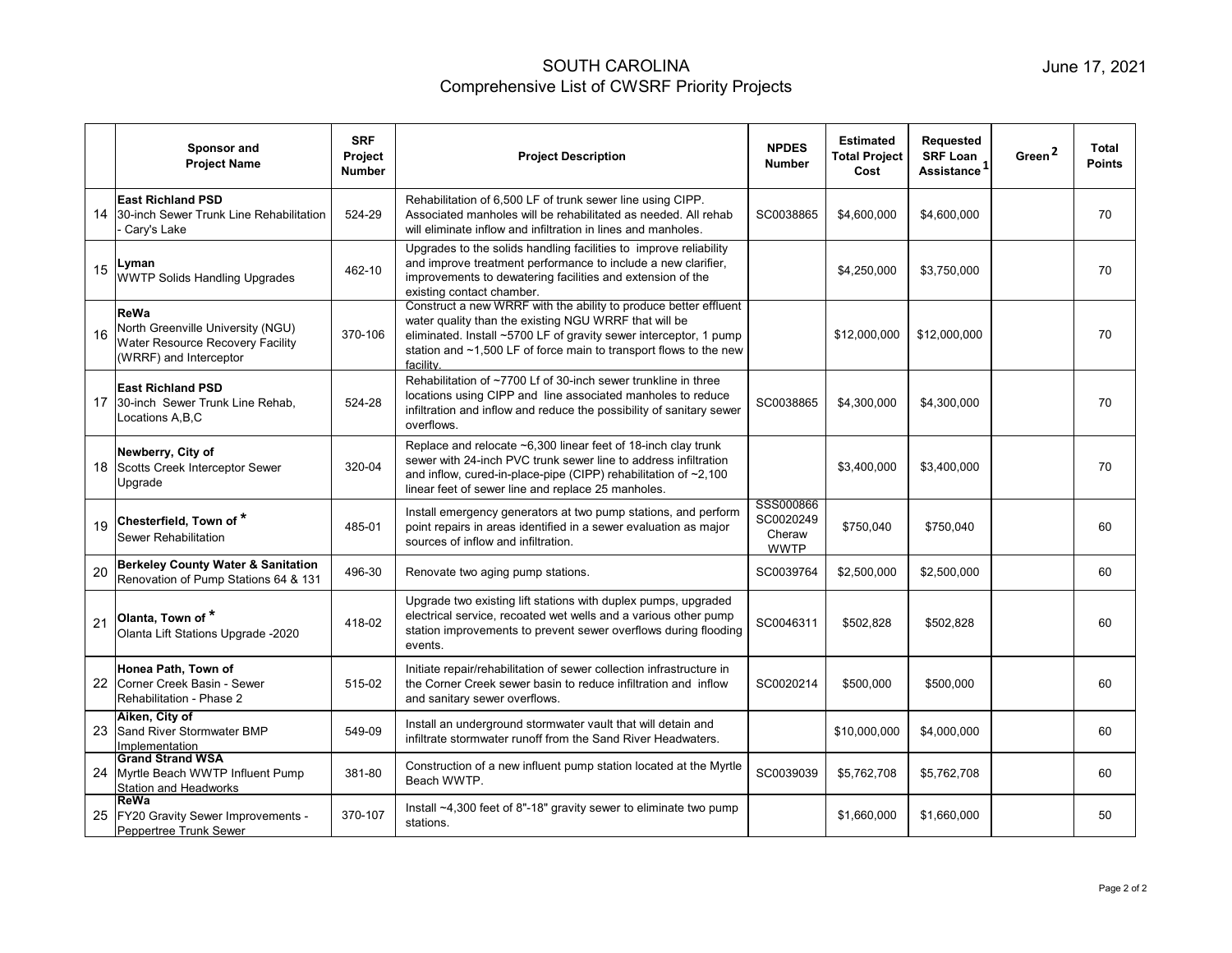# SOUTH CAROLINA
## Comprehensive List of CWSRF Priority Projects

June 17, 2021

| | Sponsor and Project Name | SRF Project Number | Project Description | NPDES Number | Estimated Total Project Cost | Requested SRF Loan Assistance [1] | Green [2] | Total Points |
|---|---|---|---|---|---|---|---|---|
| 14 | **East Richland PSD** 30-inch Sewer Trunk Line Rehabilitation - Cary's Lake | 524-29 | Rehabilitation of 6,500 LF of trunk sewer line using CIPP. Associated manholes will be rehabilitated as needed. All rehab will eliminate inflow and infiltration in lines and manholes. | SC0038865 | $4,600,000 | $4,600,000 | | 70 |
| 15 | **Lyman** WWTP Solids Handling Upgrades | 462-10 | Upgrades to the solids handling facilities to improve reliability and improve treatment performance to include a new clarifier, improvements to dewatering facilities and extension of the existing contact chamber. | | $4,250,000 | $3,750,000 | | 70 |
| 16 | **ReWa** North Greenville University (NGU) Water Resource Recovery Facility (WRRF) and Interceptor | 370-106 | Construct a new WRRF with the ability to produce better effluent water quality than the existing NGU WRRF that will be eliminated. Install ~5700 LF of gravity sewer interceptor, 1 pump station and ~1,500 LF of force main to transport flows to the new facility. | | $12,000,000 | $12,000,000 | | 70 |
| 17 | **East Richland PSD** 30-inch Sewer Trunk Line Rehab, Locations A,B,C | 524-28 | Rehabilitation of ~7700 Lf of 30-inch sewer trunkline in three locations using CIPP and line associated manholes to reduce infiltration and inflow and reduce the possibility of sanitary sewer overflows. | SC0038865 | $4,300,000 | $4,300,000 | | 70 |
| 18 | **Newberry, City of** Scotts Creek Interceptor Sewer Upgrade | 320-04 | Replace and relocate ~6,300 linear feet of 18-inch clay trunk sewer with 24-inch PVC trunk sewer line to address infiltration and inflow, cured-in-place-pipe (CIPP) rehabilitation of ~2,100 linear feet of sewer line and replace 25 manholes. | | $3,400,000 | $3,400,000 | | 70 |
| 19 | **Chesterfield, Town of *** Sewer Rehabilitation | 485-01 | Install emergency generators at two pump stations, and perform point repairs in areas identified in a sewer evaluation as major sources of inflow and infiltration. | SSS000866 SC0020249 Cheraw WWTP | $750,040 | $750,040 | | 60 |
| 20 | **Berkeley County Water & Sanitation** Renovation of Pump Stations 64 & 131 | 496-30 | Renovate two aging pump stations. | SC0039764 | $2,500,000 | $2,500,000 | | 60 |
| 21 | **Olanta, Town of *** Olanta Lift Stations Upgrade -2020 | 418-02 | Upgrade two existing lift stations with duplex pumps, upgraded electrical service, recoated wet wells and a various other pump station improvements to prevent sewer overflows during flooding events. | SC0046311 | $502,828 | $502,828 | | 60 |
| 22 | **Honea Path, Town of** Corner Creek Basin - Sewer Rehabilitation - Phase 2 | 515-02 | Initiate repair/rehabilitation of sewer collection infrastructure in the Corner Creek sewer basin to reduce infiltration and inflow and sanitary sewer overflows. | SC0020214 | $500,000 | $500,000 | | 60 |
| 23 | **Aiken, City of** Sand River Stormwater BMP Implementation | 549-09 | Install an underground stormwater vault that will detain and infiltrate stormwater runoff from the Sand River Headwaters. | | $10,000,000 | $4,000,000 | | 60 |
| 24 | **Grand Strand WSA** Myrtle Beach WWTP Influent Pump Station and Headworks | 381-80 | Construction of a new influent pump station located at the Myrtle Beach WWTP. | SC0039039 | $5,762,708 | $5,762,708 | | 60 |
| 25 | **ReWa** FY20 Gravity Sewer Improvements - Peppertree Trunk Sewer | 370-107 | Install ~4,300 feet of 8"-18" gravity sewer to eliminate two pump stations. | | $1,660,000 | $1,660,000 | | 50 |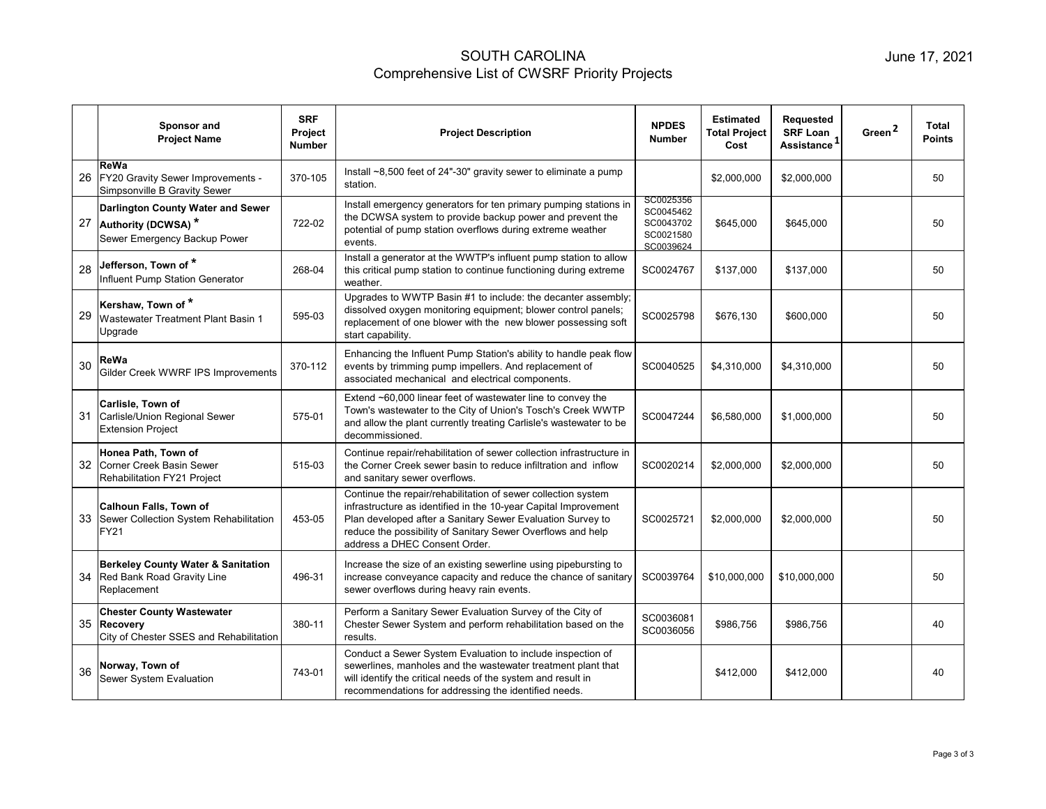# SOUTH CAROLINA
## Comprehensive List of CWSRF Priority Projects

June 17, 2021

| | Sponsor and Project Name | SRF Project Number | Project Description | NPDES Number | Estimated Total Project Cost | Requested SRF Loan Assistance [1] | Green [2] | Total Points |
|---|---|---|---|---|---|---|---|---|
| 26 | **ReWa** FY20 Gravity Sewer Improvements - Simpsonville B Gravity Sewer | 370-105 | Install ~8,500 feet of 24"-30" gravity sewer to eliminate a pump station. | | $2,000,000 | $2,000,000 | | 50 |
| 27 | **Darlington County Water and Sewer Authority (DCWSA) *** Sewer Emergency Backup Power | 722-02 | Install emergency generators for ten primary pumping stations in the DCWSA system to provide backup power and prevent the potential of pump station overflows during extreme weather events. | SC0025356 SC0045462 SC0043702 SC0021580 SC0039624 | $645,000 | $645,000 | | 50 |
| 28 | **Jefferson, Town of *** Influent Pump Station Generator | 268-04 | Install a generator at the WWTP's influent pump station to allow this critical pump station to continue functioning during extreme weather. | SC0024767 | $137,000 | $137,000 | | 50 |
| 29 | **Kershaw, Town of *** Wastewater Treatment Plant Basin 1 Upgrade | 595-03 | Upgrades to WWTP Basin #1 to include: the decanter assembly; dissolved oxygen monitoring equipment; blower control panels; replacement of one blower with the new blower possessing soft start capability. | SC0025798 | $676,130 | $600,000 | | 50 |
| 30 | **ReWa** Gilder Creek WWRF IPS Improvements | 370-112 | Enhancing the Influent Pump Station's ability to handle peak flow events by trimming pump impellers. And replacement of associated mechanical and electrical components. | SC0040525 | $4,310,000 | $4,310,000 | | 50 |
| 31 | **Carlisle, Town of** Carlisle/Union Regional Sewer Extension Project | 575-01 | Extend ~60,000 linear feet of wastewater line to convey the Town's wastewater to the City of Union's Tosch's Creek WWTP and allow the plant currently treating Carlisle's wastewater to be decommissioned. | SC0047244 | $6,580,000 | $1,000,000 | | 50 |
| 32 | **Honea Path, Town of** Corner Creek Basin Sewer Rehabilitation FY21 Project | 515-03 | Continue repair/rehabilitation of sewer collection infrastructure in the Corner Creek sewer basin to reduce infiltration and inflow and sanitary sewer overflows. | SC0020214 | $2,000,000 | $2,000,000 | | 50 |
| 33 | **Calhoun Falls, Town of** Sewer Collection System Rehabilitation FY21 | 453-05 | Continue the repair/rehabilitation of sewer collection system infrastructure as identified in the 10-year Capital Improvement Plan developed after a Sanitary Sewer Evaluation Survey to reduce the possibility of Sanitary Sewer Overflows and help address a DHEC Consent Order. | SC0025721 | $2,000,000 | $2,000,000 | | 50 |
| 34 | **Berkeley County Water & Sanitation** Red Bank Road Gravity Line Replacement | 496-31 | Increase the size of an existing sewerline using pipebursting to increase conveyance capacity and reduce the chance of sanitary sewer overflows during heavy rain events. | SC0039764 | $10,000,000 | $10,000,000 | | 50 |
| 35 | **Chester County Wastewater Recovery** City of Chester SSES and Rehabilitation | 380-11 | Perform a Sanitary Sewer Evaluation Survey of the City of Chester Sewer System and perform rehabilitation based on the results. | SC0036081 SC0036056 | $986,756 | $986,756 | | 40 |
| 36 | **Norway, Town of** Sewer System Evaluation | 743-01 | Conduct a Sewer System Evaluation to include inspection of sewerlines, manholes and the wastewater treatment plant that will identify the critical needs of the system and result in recommendations for addressing the identified needs. | | $412,000 | $412,000 | | 40 |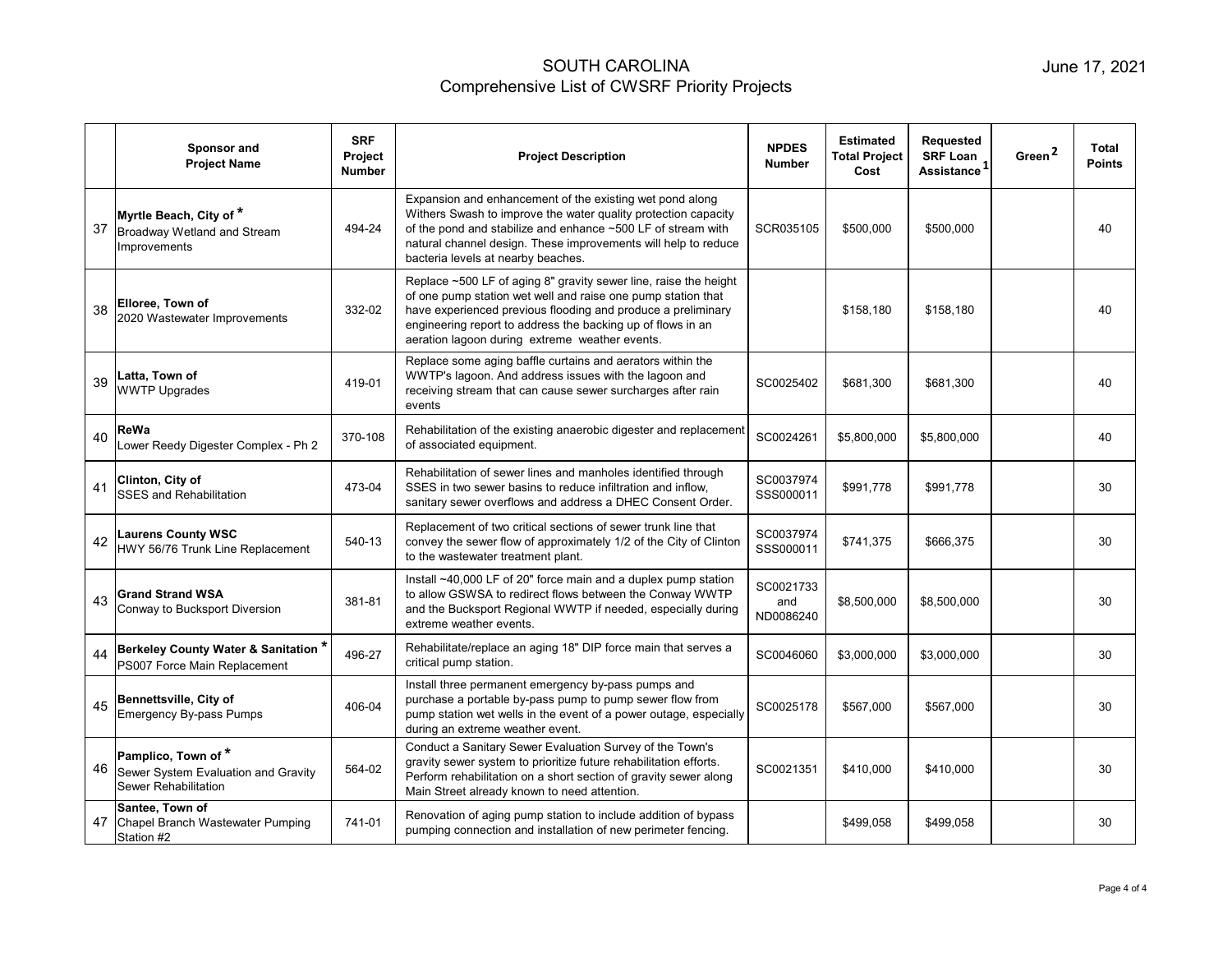# SOUTH CAROLINA
## Comprehensive List of CWSRF Priority Projects

June 17, 2021

| | Sponsor and Project Name | SRF Project Number | Project Description | NPDES Number | Estimated Total Project Cost | Requested SRF Loan Assistance[1] | Green[2] | Total Points |
|---|---|---|---|---|---|---|---|---|
| 37 | **Myrtle Beach, City of** * Broadway Wetland and Stream Improvements | 494-24 | Expansion and enhancement of the existing wet pond along Withers Swash to improve the water quality protection capacity of the pond and stabilize and enhance ~500 LF of stream with natural channel design. These improvements will help to reduce bacteria levels at nearby beaches. | SCR035105 | $500,000 | $500,000 | | 40 |
| 38 | **Elloree, Town of** 2020 Wastewater Improvements | 332-02 | Replace ~500 LF of aging 8" gravity sewer line, raise the height of one pump station wet well and raise one pump station that have experienced previous flooding and produce a preliminary engineering report to address the backing up of flows in an aeration lagoon during extreme weather events. | | $158,180 | $158,180 | | 40 |
| 39 | **Latta, Town of** WWTP Upgrades | 419-01 | Replace some aging baffle curtains and aerators within the WWTP's lagoon. And address issues with the lagoon and receiving stream that can cause sewer surcharges after rain events | SC0025402 | $681,300 | $681,300 | | 40 |
| 40 | **ReWa** Lower Reedy Digester Complex - Ph 2 | 370-108 | Rehabilitation of the existing anaerobic digester and replacement of associated equipment. | SC0024261 | $5,800,000 | $5,800,000 | | 40 |
| 41 | **Clinton, City of** SSES and Rehabilitation | 473-04 | Rehabilitation of sewer lines and manholes identified through SSES in two sewer basins to reduce infiltration and inflow, sanitary sewer overflows and address a DHEC Consent Order. | SC0037974 SSS000011 | $991,778 | $991,778 | | 30 |
| 42 | **Laurens County WSC** HWY 56/76 Trunk Line Replacement | 540-13 | Replacement of two critical sections of sewer trunk line that convey the sewer flow of approximately 1/2 of the City of Clinton to the wastewater treatment plant. | SC0037974 SSS000011 | $741,375 | $666,375 | | 30 |
| 43 | **Grand Strand WSA** Conway to Bucksport Diversion | 381-81 | Install ~40,000 LF of 20" force main and a duplex pump station to allow GSWSA to redirect flows between the Conway WWTP and the Bucksport Regional WWTP if needed, especially during extreme weather events. | SC0021733 and ND0086240 | $8,500,000 | $8,500,000 | | 30 |
| 44 | **Berkeley County Water & Sanitation** * PS007 Force Main Replacement | 496-27 | Rehabilitate/replace an aging 18" DIP force main that serves a critical pump station. | SC0046060 | $3,000,000 | $3,000,000 | | 30 |
| 45 | **Bennettsville, City of** Emergency By-pass Pumps | 406-04 | Install three permanent emergency by-pass pumps and purchase a portable by-pass pump to pump sewer flow from pump station wet wells in the event of a power outage, especially during an extreme weather event. | SC0025178 | $567,000 | $567,000 | | 30 |
| 46 | **Pamplico, Town of** * Sewer System Evaluation and Gravity Sewer Rehabilitation | 564-02 | Conduct a Sanitary Sewer Evaluation Survey of the Town's gravity sewer system to prioritize future rehabilitation efforts. Perform rehabilitation on a short section of gravity sewer along Main Street already known to need attention. | SC0021351 | $410,000 | $410,000 | | 30 |
| 47 | **Santee, Town of** Chapel Branch Wastewater Pumping Station #2 | 741-01 | Renovation of aging pump station to include addition of bypass pumping connection and installation of new perimeter fencing. | | $499,058 | $499,058 | | 30 |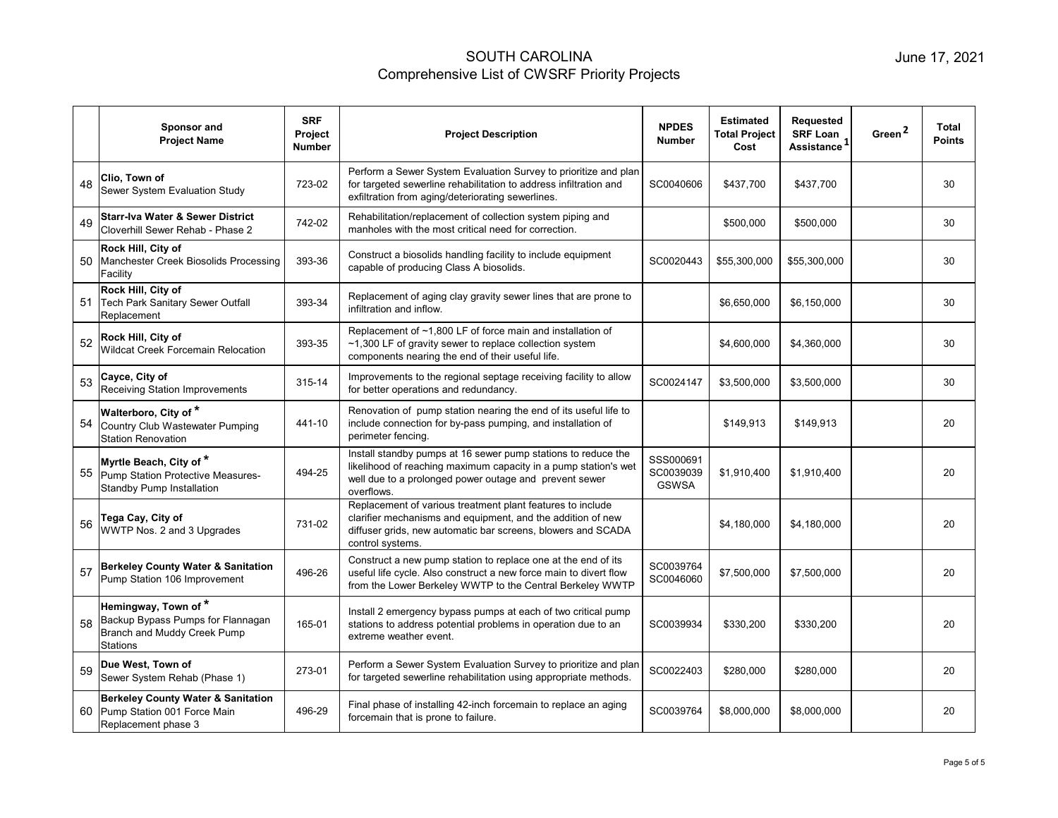# SOUTH CAROLINA
## Comprehensive List of CWSRF Priority Projects

June 17, 2021

| | Sponsor and Project Name | SRF Project Number | Project Description | NPDES Number | Estimated Total Project Cost | Requested SRF Loan Assistance[1] | Green[2] | Total Points |
|---|---|---|---|---|---|---|---|---|
| 48 | **Clio, Town of** Sewer System Evaluation Study | 723-02 | Perform a Sewer System Evaluation Survey to prioritize and plan for targeted sewerline rehabilitation to address infiltration and exfiltration from aging/deteriorating sewerlines. | SC0040606 | $437,700 | $437,700 | | 30 |
| 49 | **Starr-Iva Water & Sewer District** Cloverhill Sewer Rehab - Phase 2 | 742-02 | Rehabilitation/replacement of collection system piping and manholes with the most critical need for correction. | | $500,000 | $500,000 | | 30 |
| 50 | **Rock Hill, City of** Manchester Creek Biosolids Processing Facility | 393-36 | Construct a biosolids handling facility to include equipment capable of producing Class A biosolids. | SC0020443 | $55,300,000 | $55,300,000 | | 30 |
| 51 | **Rock Hill, City of** Tech Park Sanitary Sewer Outfall Replacement | 393-34 | Replacement of aging clay gravity sewer lines that are prone to infiltration and inflow. | | $6,650,000 | $6,150,000 | | 30 |
| 52 | **Rock Hill, City of** Wildcat Creek Forcemain Relocation | 393-35 | Replacement of ~1,800 LF of force main and installation of ~1,300 LF of gravity sewer to replace collection system components nearing the end of their useful life. | | $4,600,000 | $4,360,000 | | 30 |
| 53 | **Cayce, City of** Receiving Station Improvements | 315-14 | Improvements to the regional septage receiving facility to allow for better operations and redundancy. | SC0024147 | $3,500,000 | $3,500,000 | | 30 |
| 54 | **Walterboro, City of** * Country Club Wastewater Pumping Station Renovation | 441-10 | Renovation of pump station nearing the end of its useful life to include connection for by-pass pumping, and installation of perimeter fencing. | | $149,913 | $149,913 | | 20 |
| 55 | **Myrtle Beach, City of** * Pump Station Protective Measures-Standby Pump Installation | 494-25 | Install standby pumps at 16 sewer pump stations to reduce the likelihood of reaching maximum capacity in a pump station's wet well due to a prolonged power outage and prevent sewer overflows. | SSS000691 SC0039039 GSWSA | $1,910,400 | $1,910,400 | | 20 |
| 56 | **Tega Cay, City of** WWTP Nos. 2 and 3 Upgrades | 731-02 | Replacement of various treatment plant features to include clarifier mechanisms and equipment, and the addition of new diffuser grids, new automatic bar screens, blowers and SCADA control systems. | | $4,180,000 | $4,180,000 | | 20 |
| 57 | **Berkeley County Water & Sanitation** Pump Station 106 Improvement | 496-26 | Construct a new pump station to replace one at the end of its useful life cycle. Also construct a new force main to divert flow from the Lower Berkeley WWTP to the Central Berkeley WWTP | SC0039764 SC0046060 | $7,500,000 | $7,500,000 | | 20 |
| 58 | **Hemingway, Town of** * Backup Bypass Pumps for Flannagan Branch and Muddy Creek Pump Stations | 165-01 | Install 2 emergency bypass pumps at each of two critical pump stations to address potential problems in operation due to an extreme weather event. | SC0039934 | $330,200 | $330,200 | | 20 |
| 59 | **Due West, Town of** Sewer System Rehab (Phase 1) | 273-01 | Perform a Sewer System Evaluation Survey to prioritize and plan for targeted sewerline rehabilitation using appropriate methods. | SC0022403 | $280,000 | $280,000 | | 20 |
| 60 | **Berkeley County Water & Sanitation** Pump Station 001 Force Main Replacement phase 3 | 496-29 | Final phase of installing 42-inch forcemain to replace an aging forcemain that is prone to failure. | SC0039764 | $8,000,000 | $8,000,000 | | 20 |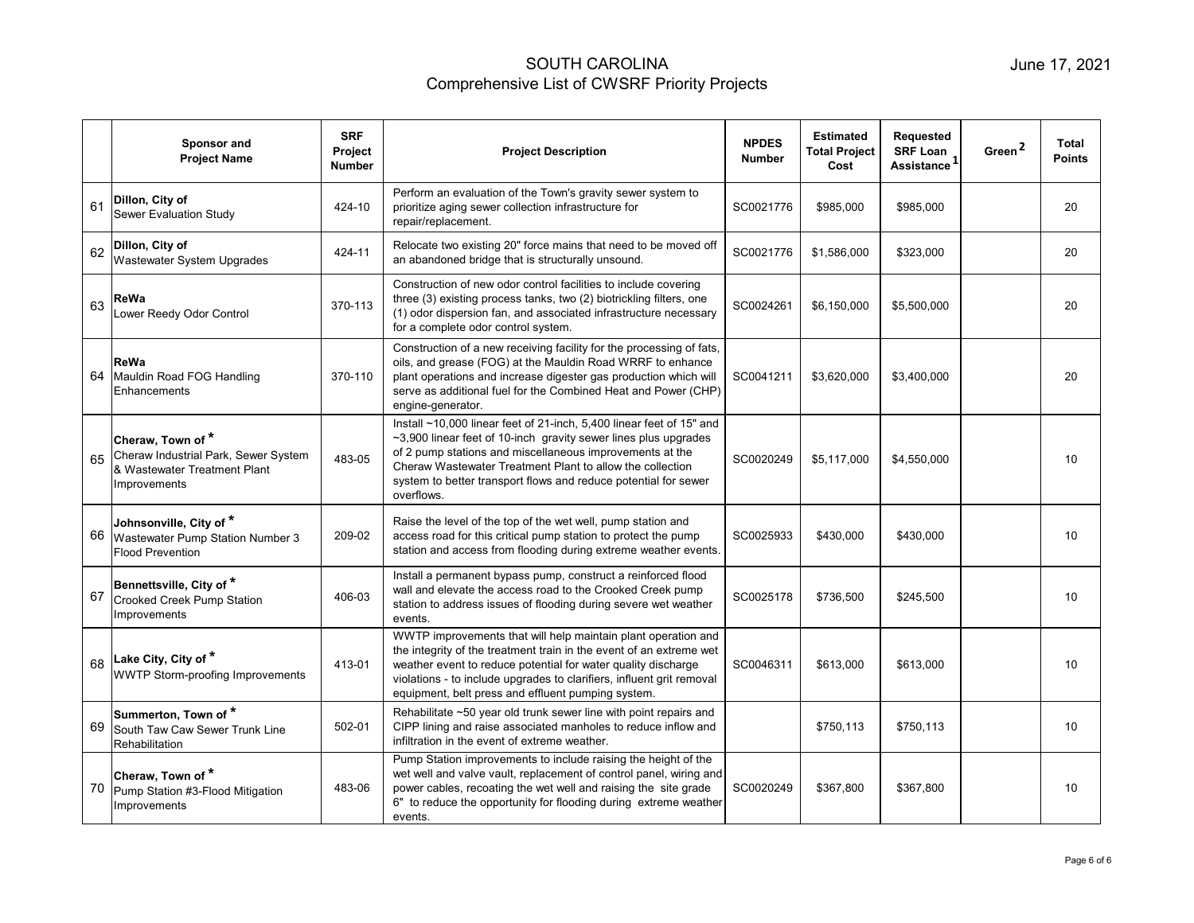# SOUTH CAROLINA
## Comprehensive List of CWSRF Priority Projects

June 17, 2021

| | Sponsor and Project Name | SRF Project Number | Project Description | NPDES Number | Estimated Total Project Cost | Requested SRF Loan Assistance[1] | Green[2] | Total Points |
|---|---|---|---|---|---|---|---|---|
| 61 | **Dillon, City of** Sewer Evaluation Study | 424-10 | Perform an evaluation of the Town's gravity sewer system to prioritize aging sewer collection infrastructure for repair/replacement. | SC0021776 | $985,000 | $985,000 | | 20 |
| 62 | **Dillon, City of** Wastewater System Upgrades | 424-11 | Relocate two existing 20" force mains that need to be moved off an abandoned bridge that is structurally unsound. | SC0021776 | $1,586,000 | $323,000 | | 20 |
| 63 | **ReWa** Lower Reedy Odor Control | 370-113 | Construction of new odor control facilities to include covering three (3) existing process tanks, two (2) biotrickling filters, one (1) odor dispersion fan, and associated infrastructure necessary for a complete odor control system. | SC0024261 | $6,150,000 | $5,500,000 | | 20 |
| 64 | **ReWa** Mauldin Road FOG Handling Enhancements | 370-110 | Construction of a new receiving facility for the processing of fats, oils, and grease (FOG) at the Mauldin Road WRRF to enhance plant operations and increase digester gas production which will serve as additional fuel for the Combined Heat and Power (CHP) engine-generator. | SC0041211 | $3,620,000 | $3,400,000 | | 20 |
| 65 | **Cheraw, Town of** * Cheraw Industrial Park, Sewer System & Wastewater Treatment Plant Improvements | 483-05 | Install ~10,000 linear feet of 21-inch, 5,400 linear feet of 15" and ~3,900 linear feet of 10-inch gravity sewer lines plus upgrades of 2 pump stations and miscellaneous improvements at the Cheraw Wastewater Treatment Plant to allow the collection system to better transport flows and reduce potential for sewer overflows. | SC0020249 | $5,117,000 | $4,550,000 | | 10 |
| 66 | **Johnsonville, City of** * Wastewater Pump Station Number 3 Flood Prevention | 209-02 | Raise the level of the top of the wet well, pump station and access road for this critical pump station to protect the pump station and access from flooding during extreme weather events. | SC0025933 | $430,000 | $430,000 | | 10 |
| 67 | **Bennettsville, City of** * Crooked Creek Pump Station Improvements | 406-03 | Install a permanent bypass pump, construct a reinforced flood wall and elevate the access road to the Crooked Creek pump station to address issues of flooding during severe wet weather events. | SC0025178 | $736,500 | $245,500 | | 10 |
| 68 | **Lake City, City of** * WWTP Storm-proofing Improvements | 413-01 | WWTP improvements that will help maintain plant operation and the integrity of the treatment train in the event of an extreme wet weather event to reduce potential for water quality discharge violations - to include upgrades to clarifiers, influent grit removal equipment, belt press and effluent pumping system. | SC0046311 | $613,000 | $613,000 | | 10 |
| 69 | **Summerton, Town of** * South Taw Caw Sewer Trunk Line Rehabilitation | 502-01 | Rehabilitate ~50 year old trunk sewer line with point repairs and CIPP lining and raise associated manholes to reduce inflow and infiltration in the event of extreme weather. | | $750,113 | $750,113 | | 10 |
| 70 | **Cheraw, Town of** * Pump Station #3-Flood Mitigation Improvements | 483-06 | Pump Station improvements to include raising the height of the wet well and valve vault, replacement of control panel, wiring and power cables, recoating the wet well and raising the site grade 6" to reduce the opportunity for flooding during extreme weather events. | SC0020249 | $367,800 | $367,800 | | 10 |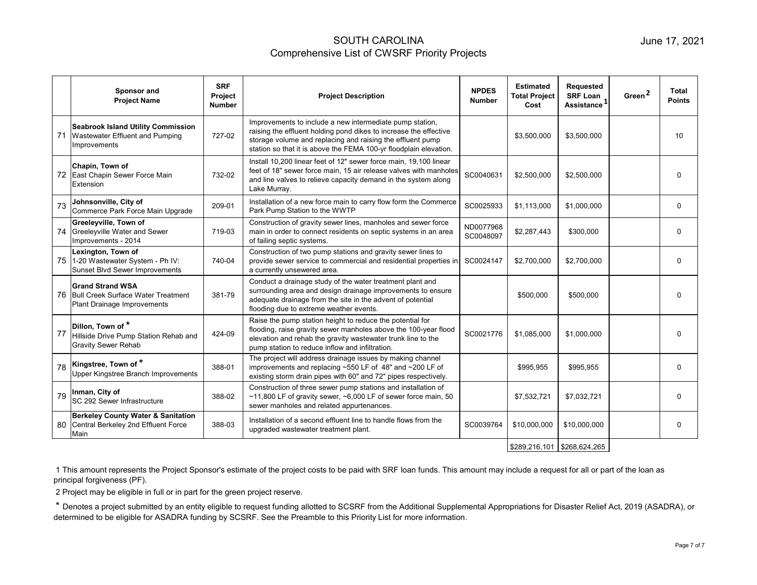# SOUTH CAROLINA
## Comprehensive List of CWSRF Priority Projects

June 17, 2021

| | Sponsor and Project Name | SRF Project Number | Project Description | NPDES Number | Estimated Total Project Cost | Requested SRF Loan Assistance [1] | Green [2] | Total Points |
|---|---|---|---|---|---|---|---|---|
| 71 | **Seabrook Island Utility Commission** Wastewater Effluent and Pumping Improvements | 727-02 | Improvements to include a new intermediate pump station, raising the effluent holding pond dikes to increase the effective storage volume and replacing and raising the effluent pump station so that it is above the FEMA 100-yr floodplain elevation. | | $3,500,000 | $3,500,000 | | 10 |
| 72 | **Chapin, Town of** East Chapin Sewer Force Main Extension | 732-02 | Install 10,200 linear feet of 12" sewer force main, 19,100 linear feet of 18" sewer force main, 15 air release valves with manholes and line valves to relieve capacity demand in the system along Lake Murray. | SC0040631 | $2,500,000 | $2,500,000 | | 0 |
| 73 | **Johnsonville, City of** Commerce Park Force Main Upgrade | 209-01 | Installation of a new force main to carry flow form the Commerce Park Pump Station to the WWTP | SC0025933 | $1,113,000 | $1,000,000 | | 0 |
| 74 | **Greeleyville, Town of** Greeleyville Water and Sewer Improvements - 2014 | 719-03 | Construction of gravity sewer lines, manholes and sewer force main in order to connect residents on septic systems in an area of failing septic systems. | ND0077968 SC0048097 | $2,287,443 | $300,000 | | 0 |
| 75 | **Lexington, Town of** 1-20 Wastewater System - Ph IV: Sunset Blvd Sewer Improvements | 740-04 | Construction of two pump stations and gravity sewer lines to provide sewer service to commercial and residential properties in a currently unsewered area. | SC0024147 | $2,700,000 | $2,700,000 | | 0 |
| 76 | **Grand Strand WSA** Bull Creek Surface Water Treatment Plant Drainage Improvements | 381-79 | Conduct a drainage study of the water treatment plant and surrounding area and design drainage improvements to ensure adequate drainage from the site in the advent of potential flooding due to extreme weather events. | | $500,000 | $500,000 | | 0 |
| 77 | **Dillon, Town of** * Hillside Drive Pump Station Rehab and Gravity Sewer Rehab | 424-09 | Raise the pump station height to reduce the potential for flooding, raise gravity sewer manholes above the 100-year flood elevation and rehab the gravity wastewater trunk line to the pump station to reduce inflow and infiltration. | SC0021776 | $1,085,000 | $1,000,000 | | 0 |
| 78 | **Kingstree, Town of** * Upper Kingstree Branch Improvements | 388-01 | The project will address drainage issues by making channel improvements and replacing ~550 LF of 48" and ~200 LF of existing storm drain pipes with 60" and 72" pipes respectively. | | $995,955 | $995,955 | | 0 |
| 79 | **Inman, City of** SC 292 Sewer Infrastructure | 388-02 | Construction of three sewer pump stations and installation of ~11,800 LF of gravity sewer, ~6,000 LF of sewer force main, 50 sewer manholes and related appurtenances. | | $7,532,721 | $7,032,721 | | 0 |
| 80 | **Berkeley County Water & Sanitation** Central Berkeley 2nd Effluent Force Main | 388-03 | Installation of a second effluent line to handle flows from the upgraded wastewater treatment plant. | SC0039764 | $10,000,000 | $10,000,000 | | 0 |
| | | | | | $289,216,101 | $268,624,265 | | |

1 This amount represents the Project Sponsor's estimate of the project costs to be paid with SRF loan funds. This amount may include a request for all or part of the loan as principal forgiveness (PF).

2 Project may be eligible in full or in part for the green project reserve.

* Denotes a project submitted by an entity eligible to request funding allotted to SCSRF from the Additional Supplemental Appropriations for Disaster Relief Act, 2019 (ASADRA), or determined to be eligible for ASADRA funding by SCSRF. See the Preamble to this Priority List for more information.